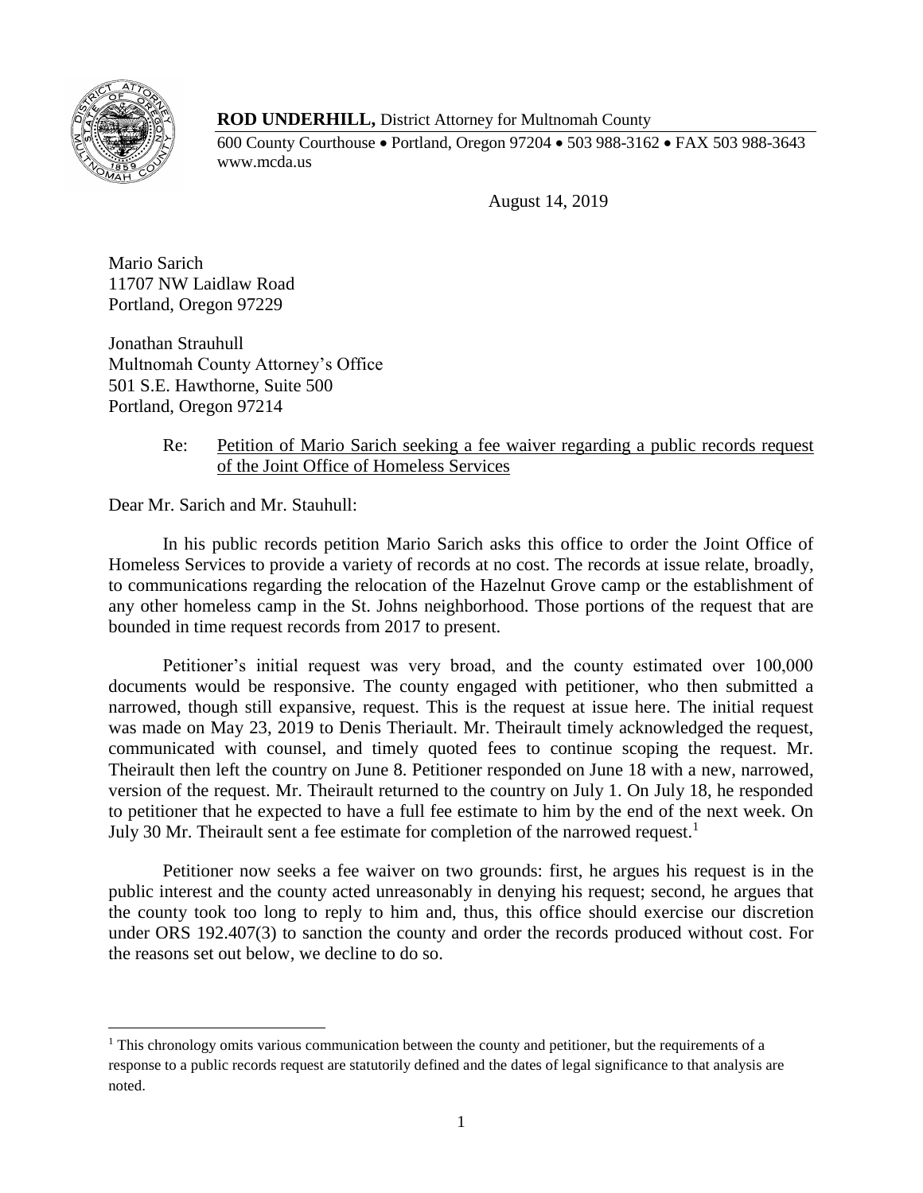**ROD UNDERHILL,** District Attorney for Multnomah County

600 County Courthouse • Portland, Oregon 97204 • 503 988-3162 • FAX 503 988-3643
www.mcda.us

August 14, 2019

Mario Sarich
11707 NW Laidlaw Road
Portland, Oregon 97229

Jonathan Strauhull
Multnomah County Attorney's Office
501 S.E. Hawthorne, Suite 500
Portland, Oregon 97214

Re: Petition of Mario Sarich seeking a fee waiver regarding a public records request of the Joint Office of Homeless Services

Dear Mr. Sarich and Mr. Stauhull:

In his public records petition Mario Sarich asks this office to order the Joint Office of Homeless Services to provide a variety of records at no cost. The records at issue relate, broadly, to communications regarding the relocation of the Hazelnut Grove camp or the establishment of any other homeless camp in the St. Johns neighborhood. Those portions of the request that are bounded in time request records from 2017 to present.

Petitioner's initial request was very broad, and the county estimated over 100,000 documents would be responsive. The county engaged with petitioner, who then submitted a narrowed, though still expansive, request. This is the request at issue here. The initial request was made on May 23, 2019 to Denis Theriault. Mr. Theirault timely acknowledged the request, communicated with counsel, and timely quoted fees to continue scoping the request. Mr. Theirault then left the country on June 8. Petitioner responded on June 18 with a new, narrowed, version of the request. Mr. Theirault returned to the country on July 1. On July 18, he responded to petitioner that he expected to have a full fee estimate to him by the end of the next week. On July 30 Mr. Theirault sent a fee estimate for completion of the narrowed request.[1]

Petitioner now seeks a fee waiver on two grounds: first, he argues his request is in the public interest and the county acted unreasonably in denying his request; second, he argues that the county took too long to reply to him and, thus, this office should exercise our discretion under ORS 192.407(3) to sanction the county and order the records produced without cost. For the reasons set out below, we decline to do so.

[1] This chronology omits various communication between the county and petitioner, but the requirements of a response to a public records request are statutorily defined and the dates of legal significance to that analysis are noted.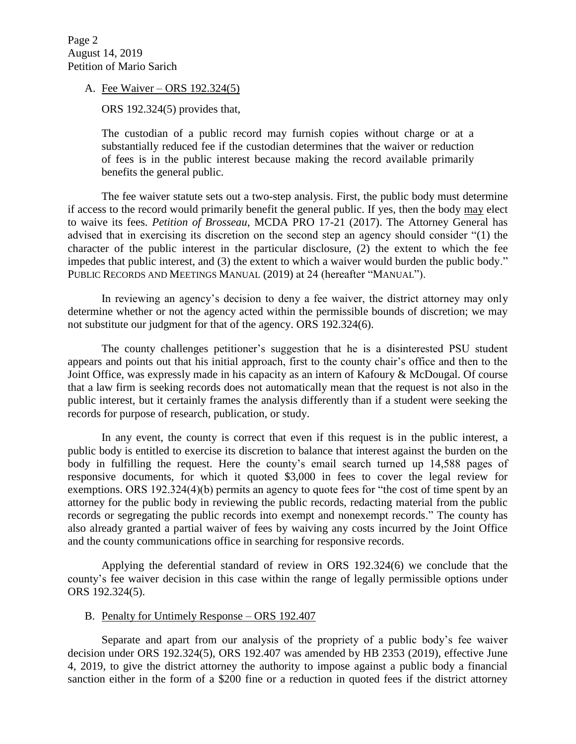A. <u>Fee Waiver – ORS 192.324(5)</u>

ORS 192.324(5) provides that,

> The custodian of a public record may furnish copies without charge or at a substantially reduced fee if the custodian determines that the waiver or reduction of fees is in the public interest because making the record available primarily benefits the general public.

The fee waiver statute sets out a two-step analysis. First, the public body must determine if access to the record would primarily benefit the general public. If yes, then the body <u>may</u> elect to waive its fees. *Petition of Brosseau*, MCDA PRO 17-21 (2017). The Attorney General has advised that in exercising its discretion on the second step an agency should consider "(1) the character of the public interest in the particular disclosure, (2) the extent to which the fee impedes that public interest, and (3) the extent to which a waiver would burden the public body." PUBLIC RECORDS AND MEETINGS MANUAL (2019) at 24 (hereafter "MANUAL").

In reviewing an agency's decision to deny a fee waiver, the district attorney may only determine whether or not the agency acted within the permissible bounds of discretion; we may not substitute our judgment for that of the agency. ORS 192.324(6).

The county challenges petitioner's suggestion that he is a disinterested PSU student appears and points out that his initial approach, first to the county chair's office and then to the Joint Office, was expressly made in his capacity as an intern of Kafoury & McDougal. Of course that a law firm is seeking records does not automatically mean that the request is not also in the public interest, but it certainly frames the analysis differently than if a student were seeking the records for purpose of research, publication, or study.

In any event, the county is correct that even if this request is in the public interest, a public body is entitled to exercise its discretion to balance that interest against the burden on the body in fulfilling the request. Here the county's email search turned up 14,588 pages of responsive documents, for which it quoted $3,000 in fees to cover the legal review for exemptions. ORS 192.324(4)(b) permits an agency to quote fees for "the cost of time spent by an attorney for the public body in reviewing the public records, redacting material from the public records or segregating the public records into exempt and nonexempt records." The county has also already granted a partial waiver of fees by waiving any costs incurred by the Joint Office and the county communications office in searching for responsive records.

Applying the deferential standard of review in ORS 192.324(6) we conclude that the county's fee waiver decision in this case within the range of legally permissible options under ORS 192.324(5).

B. <u>Penalty for Untimely Response – ORS 192.407</u>

Separate and apart from our analysis of the propriety of a public body's fee waiver decision under ORS 192.324(5), ORS 192.407 was amended by HB 2353 (2019), effective June 4, 2019, to give the district attorney the authority to impose against a public body a financial sanction either in the form of a $200 fine or a reduction in quoted fees if the district attorney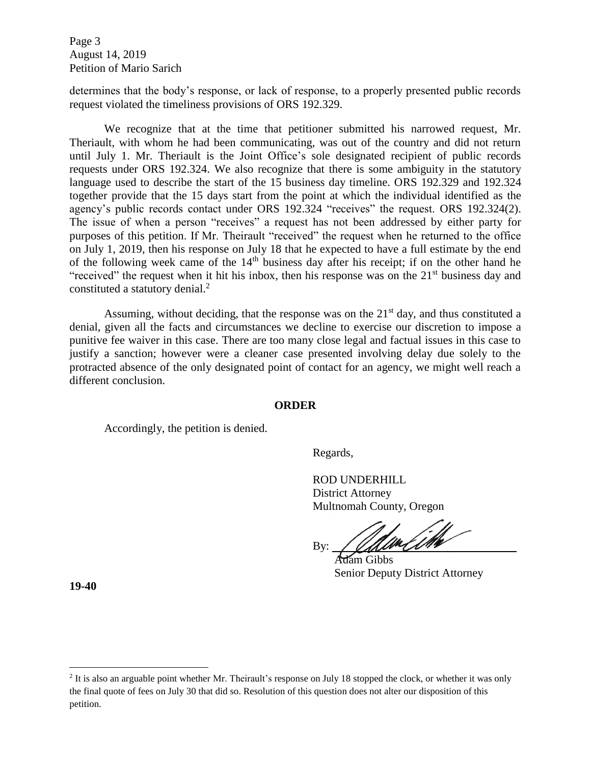determines that the body's response, or lack of response, to a properly presented public records request violated the timeliness provisions of ORS 192.329.

We recognize that at the time that petitioner submitted his narrowed request, Mr. Theriault, with whom he had been communicating, was out of the country and did not return until July 1. Mr. Theriault is the Joint Office's sole designated recipient of public records requests under ORS 192.324. We also recognize that there is some ambiguity in the statutory language used to describe the start of the 15 business day timeline. ORS 192.329 and 192.324 together provide that the 15 days start from the point at which the individual identified as the agency's public records contact under ORS 192.324 "receives" the request. ORS 192.324(2). The issue of when a person "receives" a request has not been addressed by either party for purposes of this petition. If Mr. Theirault "received" the request when he returned to the office on July 1, 2019, then his response on July 18 that he expected to have a full estimate by the end of the following week came of the 14th business day after his receipt; if on the other hand he "received" the request when it hit his inbox, then his response was on the 21st business day and constituted a statutory denial.[2]

Assuming, without deciding, that the response was on the 21st day, and thus constituted a denial, given all the facts and circumstances we decline to exercise our discretion to impose a punitive fee waiver in this case. There are too many close legal and factual issues in this case to justify a sanction; however were a cleaner case presented involving delay due solely to the protracted absence of the only designated point of contact for an agency, we might well reach a different conclusion.

**ORDER**

Accordingly, the petition is denied.

Regards,

ROD UNDERHILL
District Attorney
Multnomah County, Oregon

By: ______________________
Adam Gibbs
Senior Deputy District Attorney

**19-40**

[2] It is also an arguable point whether Mr. Theirault's response on July 18 stopped the clock, or whether it was only the final quote of fees on July 30 that did so. Resolution of this question does not alter our disposition of this petition.